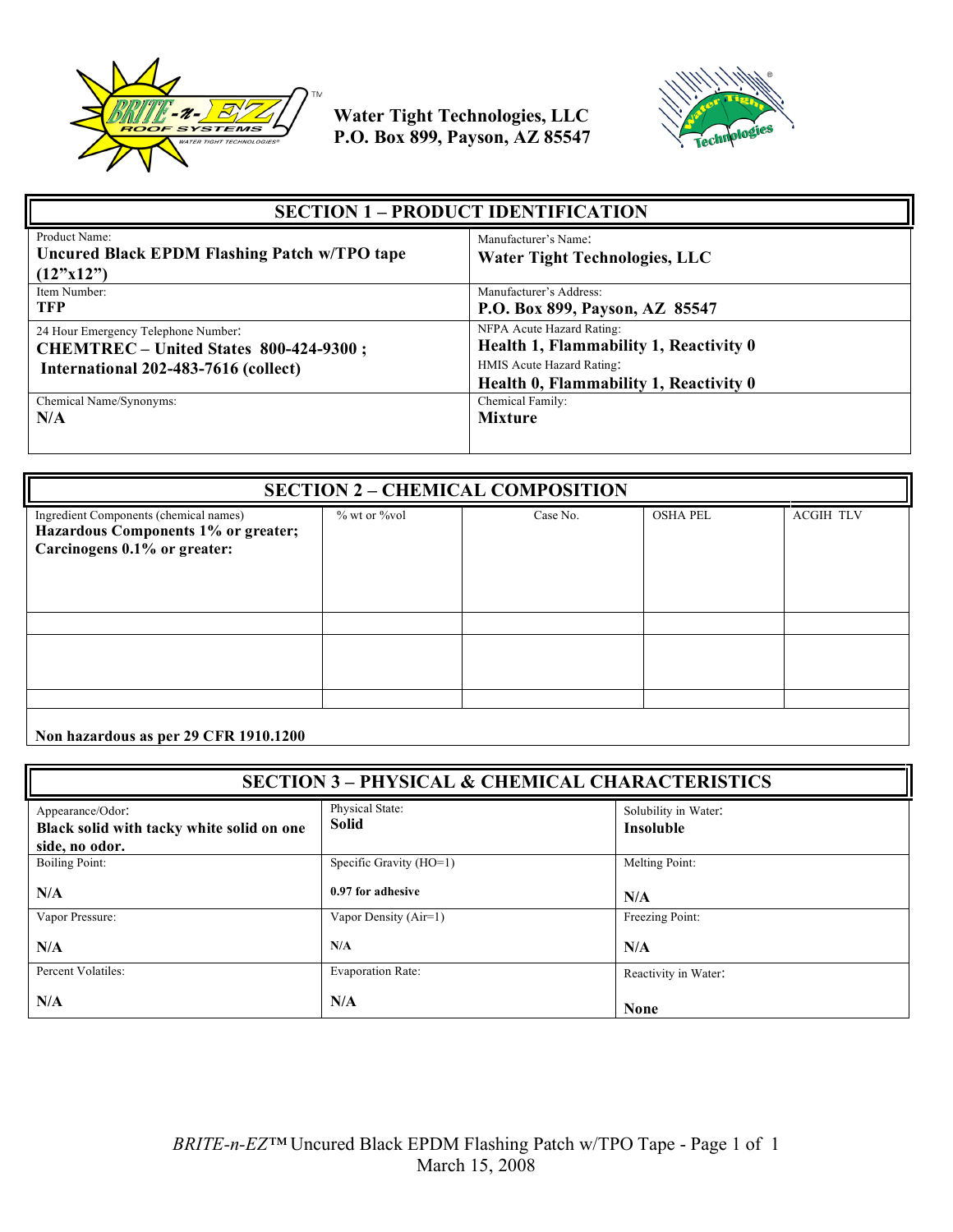Water Tight Technologies, LLC
P.O. Box 899, Payson, AZ 85547

## SECTION 1 – PRODUCT IDENTIFICATION

| | |
|---|---|
| Product Name:<br>**Uncured Black EPDM Flashing Patch w/TPO tape (12"x12")** | Manufacturer's Name:<br>**Water Tight Technologies, LLC** |
| Item Number:<br>**TFP** | Manufacturer's Address:<br>**P.O. Box 899, Payson, AZ 85547** |
| 24 Hour Emergency Telephone Number:<br>**CHEMTREC – United States 800-424-9300 ;**<br>**International 202-483-7616 (collect)** | NFPA Acute Hazard Rating:<br>**Health 1, Flammability 1, Reactivity 0**<br>HMIS Acute Hazard Rating:<br>**Health 0, Flammability 1, Reactivity 0** |
| Chemical Name/Synonyms:<br>**N/A** | Chemical Family:<br>**Mixture** |

## SECTION 2 – CHEMICAL COMPOSITION

| Ingredient Components (chemical names)<br>**Hazardous Components 1% or greater; Carcinogens 0.1% or greater:** | % wt or %vol | Case No. | OSHA PEL | ACGIH TLV |
|---|---|---|---|---|
| | | | | |
| | | | | |
| | | | | |

**Non hazardous as per 29 CFR 1910.1200**

## SECTION 3 – PHYSICAL & CHEMICAL CHARACTERISTICS

| | | |
|---|---|---|
| Appearance/Odor:<br>**Black solid with tacky white solid on one side, no odor.** | Physical State:<br>**Solid** | Solubility in Water:<br>**Insoluble** |
| Boiling Point:<br>**N/A** | Specific Gravity (HO=1)<br>**0.97 for adhesive** | Melting Point:<br>**N/A** |
| Vapor Pressure:<br>**N/A** | Vapor Density (Air=1)<br>**N/A** | Freezing Point:<br>**N/A** |
| Percent Volatiles:<br>**N/A** | Evaporation Rate:<br>**N/A** | Reactivity in Water:<br>**None** |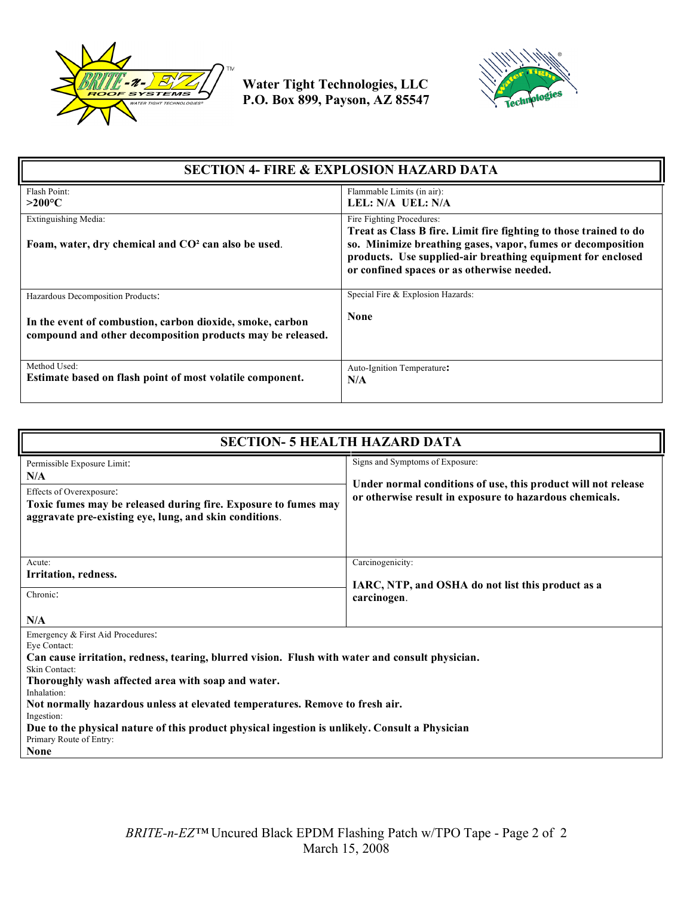Water Tight Technologies, LLC
P.O. Box 899, Payson, AZ 85547

## SECTION 4- FIRE & EXPLOSION HAZARD DATA

| | |
|---|---|
| Flash Point:<br>**>200°C** | Flammable Limits (in air):<br>**LEL: N/A UEL: N/A** |
| Extinguishing Media:<br>**Foam, water, dry chemical and CO² can also be used**. | Fire Fighting Procedures:<br>**Treat as Class B fire. Limit fire fighting to those trained to do so. Minimize breathing gases, vapor, fumes or decomposition products. Use supplied-air breathing equipment for enclosed or confined spaces or as otherwise needed.** |
| Hazardous Decomposition Products:<br>**In the event of combustion, carbon dioxide, smoke, carbon compound and other decomposition products may be released.** | Special Fire & Explosion Hazards:<br>**None** |
| Method Used:<br>**Estimate based on flash point of most volatile component.** | Auto-Ignition Temperature:<br>**N/A** |

## SECTION- 5 HEALTH HAZARD DATA

| | |
|---|---|
| Permissible Exposure Limit:<br>**N/A**<br>Effects of Overexposure:<br>**Toxic fumes may be released during fire. Exposure to fumes may aggravate pre-existing eye, lung, and skin conditions**. | Signs and Symptoms of Exposure:<br>**Under normal conditions of use, this product will not release or otherwise result in exposure to hazardous chemicals.** |
| Acute:<br>**Irritation, redness.**<br>Chronic:<br>**N/A** | Carcinogenicity:<br>**IARC, NTP, and OSHA do not list this product as a carcinogen**. |

Emergency & First Aid Procedures:

Eye Contact:
**Can cause irritation, redness, tearing, blurred vision. Flush with water and consult physician.**

Skin Contact:
**Thoroughly wash affected area with soap and water.**

Inhalation:
**Not normally hazardous unless at elevated temperatures. Remove to fresh air.**

Ingestion:
**Due to the physical nature of this product physical ingestion is unlikely. Consult a Physician**

Primary Route of Entry:
**None**

*BRITE-n-EZ*™ Uncured Black EPDM Flashing Patch w/TPO Tape
March 15, 2008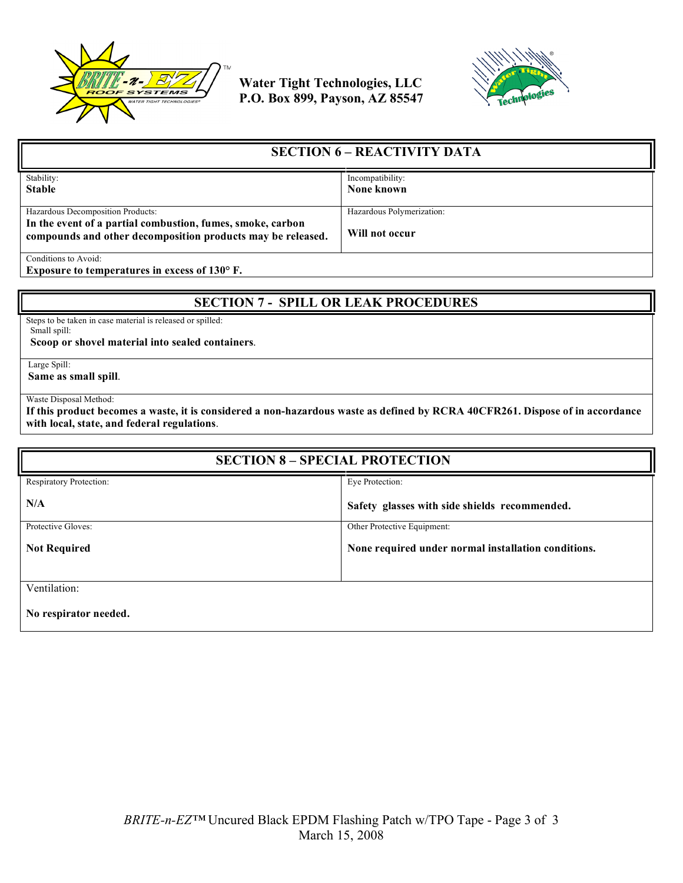## SECTION 6 – REACTIVITY DATA

| Stability: | Incompatibility: |
|---|---|
| **Stable** | **None known** |
| Hazardous Decomposition Products: **In the event of a partial combustion, fumes, smoke, carbon compounds and other decomposition products may be released.** | Hazardous Polymerization: **Will not occur** |

Conditions to Avoid:
**Exposure to temperatures in excess of 130° F.**

## SECTION 7 - SPILL OR LEAK PROCEDURES

Steps to be taken in case material is released or spilled:

Small spill:
**Scoop or shovel material into sealed containers**.

Large Spill:
**Same as small spill**.

Waste Disposal Method:
**If this product becomes a waste, it is considered a non-hazardous waste as defined by RCRA 40CFR261. Dispose of in accordance with local, state, and federal regulations**.

## SECTION 8 – SPECIAL PROTECTION

| Respiratory Protection: | Eye Protection: |
|---|---|
| **N/A** | **Safety glasses with side shields recommended.** |
| Protective Gloves: **Not Required** | Other Protective Equipment: **None required under normal installation conditions.** |

Ventilation:

**No respirator needed.**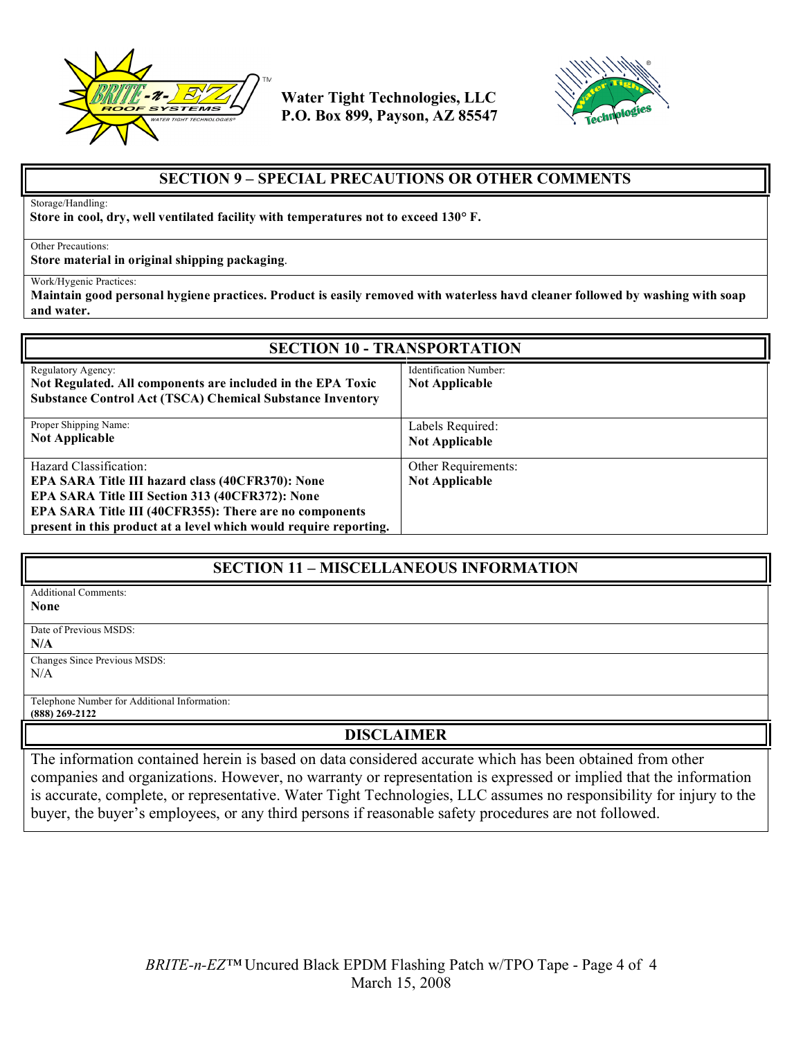**Water Tight Technologies, LLC**
**P.O. Box 899, Payson, AZ 85547**

## SECTION 9 – SPECIAL PRECAUTIONS OR OTHER COMMENTS

Storage/Handling:
**Store in cool, dry, well ventilated facility with temperatures not to exceed 130° F.**

Other Precautions:
**Store material in original shipping packaging**.

Work/Hygenic Practices:
**Maintain good personal hygiene practices. Product is easily removed with waterless havd cleaner followed by washing with soap and water.**

## SECTION 10 - TRANSPORTATION

| | |
|---|---|
| Regulatory Agency:<br>**Not Regulated. All components are included in the EPA Toxic Substance Control Act (TSCA) Chemical Substance Inventory** | Identification Number:<br>**Not Applicable** |
| Proper Shipping Name:<br>**Not Applicable** | Labels Required:<br>**Not Applicable** |
| Hazard Classification:<br>**EPA SARA Title III hazard class (40CFR370): None**<br>**EPA SARA Title III Section 313 (40CFR372): None**<br>**EPA SARA Title III (40CFR355): There are no components present in this product at a level which would require reporting.** | Other Requirements:<br>**Not Applicable** |

## SECTION 11 – MISCELLANEOUS INFORMATION

Additional Comments:
**None**

Date of Previous MSDS:
**N/A**

Changes Since Previous MSDS:
N/A

Telephone Number for Additional Information:
**(888) 269-2122**

## DISCLAIMER

The information contained herein is based on data considered accurate which has been obtained from other companies and organizations. However, no warranty or representation is expressed or implied that the information is accurate, complete, or representative. Water Tight Technologies, LLC assumes no responsibility for injury to the buyer, the buyer's employees, or any third persons if reasonable safety procedures are not followed.

*BRITE-n-EZ*™ Uncured Black EPDM Flashing Patch w/TPO Tape
March 15, 2008